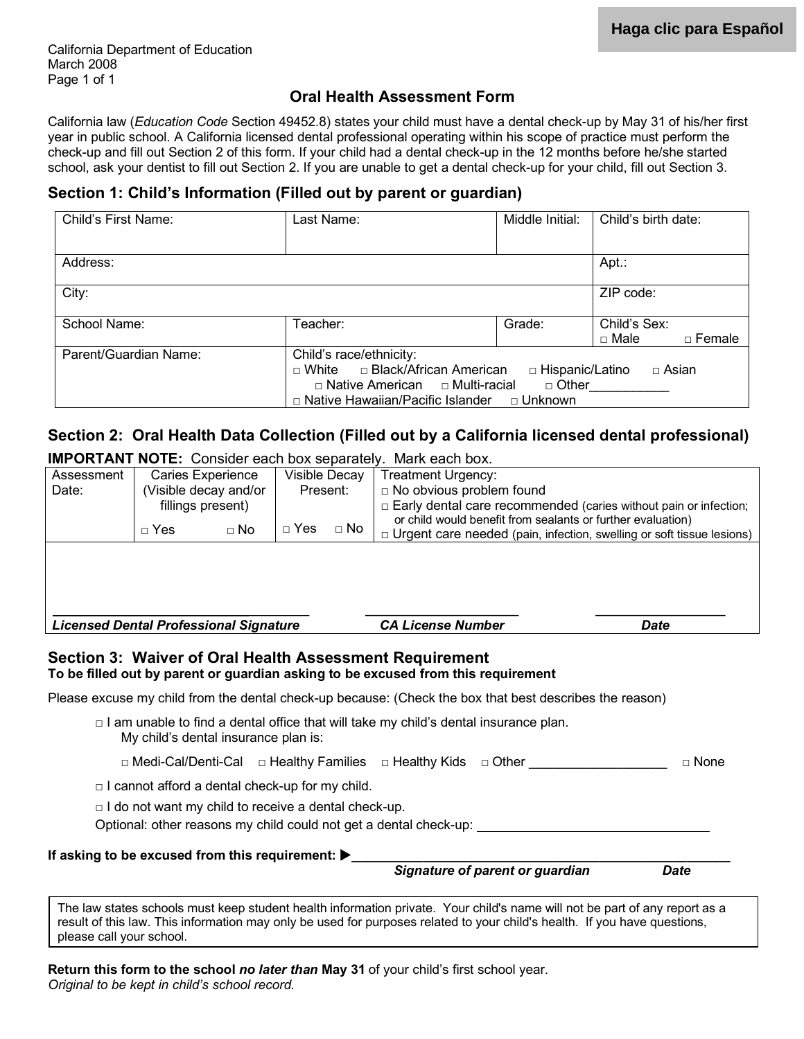Haga clic para Español

California Department of Education
March 2008

# Oral Health Assessment Form

California law (*Education Code* Section 49452.8) states your child must have a dental check-up by May 31 of his/her first year in public school. A California licensed dental professional operating within his scope of practice must perform the check-up and fill out Section 2 of this form. If your child had a dental check-up in the 12 months before he/she started school, ask your dentist to fill out Section 2. If you are unable to get a dental check-up for your child, fill out Section 3.

## Section 1: Child's Information (Filled out by parent or guardian)

| Child's First Name: | Last Name: | Middle Initial: | Child's birth date: |
|---|---|---|---|
| Address: | | | Apt.: |
| City: | | | ZIP code: |
| School Name: | Teacher: | Grade: | Child's Sex: □ Male □ Female |
| Parent/Guardian Name: | Child's race/ethnicity: □ White □ Black/African American □ Hispanic/Latino □ Asian □ Native American □ Multi-racial □ Other___________ □ Native Hawaiian/Pacific Islander □ Unknown | | |

## Section 2: Oral Health Data Collection (Filled out by a California licensed dental professional)

**IMPORTANT NOTE:** Consider each box separately. Mark each box.

| Assessment Date: | Caries Experience (Visible decay and/or fillings present) | Visible Decay Present: | Treatment Urgency: |
|---|---|---|---|
| | □ Yes □ No | □ Yes □ No | □ No obvious problem found<br>□ Early dental care recommended (caries without pain or infection; or child would benefit from sealants or further evaluation)<br>□ Urgent care needed (pain, infection, swelling or soft tissue lesions) |

| ______________________________ | ____________________ | ________________ |
|---|---|---|
| ***Licensed Dental Professional Signature*** | ***CA License Number*** | ***Date*** |

## Section 3: Waiver of Oral Health Assessment Requirement

**To be filled out by parent or guardian asking to be excused from this requirement**

Please excuse my child from the dental check-up because: (Check the box that best describes the reason)

□ I am unable to find a dental office that will take my child's dental insurance plan.
My child's dental insurance plan is:

□ Medi-Cal/Denti-Cal □ Healthy Families □ Healthy Kids □ Other ___________________ □ None

□ I cannot afford a dental check-up for my child.

□ I do not want my child to receive a dental check-up.

Optional: other reasons my child could not get a dental check-up: ________________________________

**If asking to be excused from this requirement:** ▶______________________________________________

***Signature of parent or guardian*** ***Date***

The law states schools must keep student health information private. Your child's name will not be part of any report as a result of this law. This information may only be used for purposes related to your child's health. If you have questions, please call your school.

**Return this form to the school *no later than* May 31** of your child's first school year.
*Original to be kept in child's school record.*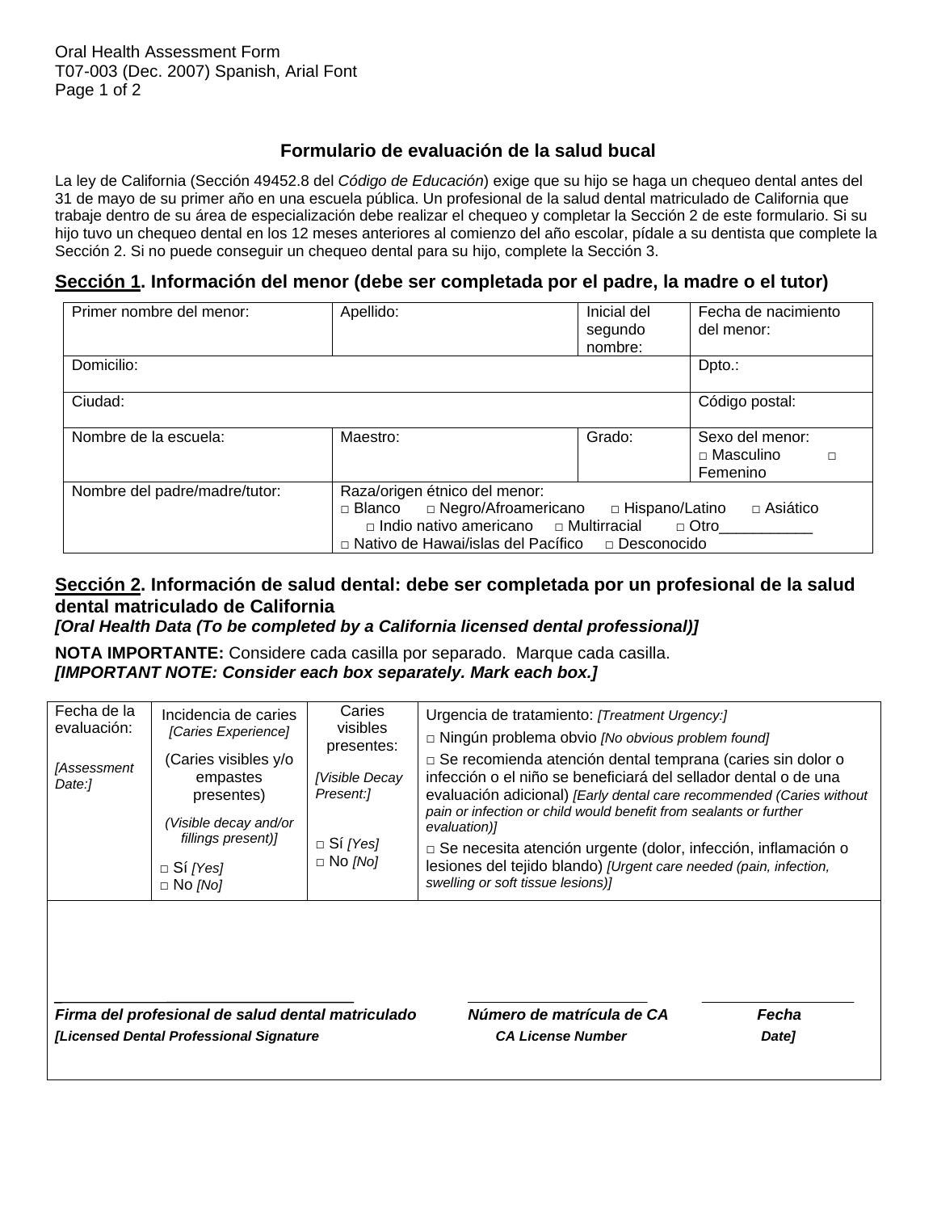## Formulario de evaluación de la salud bucal

La ley de California (Sección 49452.8 del *Código de Educación*) exige que su hijo se haga un chequeo dental antes del 31 de mayo de su primer año en una escuela pública. Un profesional de la salud dental matriculado de California que trabaje dentro de su área de especialización debe realizar el chequeo y completar la Sección 2 de este formulario. Si su hijo tuvo un chequeo dental en los 12 meses anteriores al comienzo del año escolar, pídale a su dentista que complete la Sección 2. Si no puede conseguir un chequeo dental para su hijo, complete la Sección 3.

### Sección 1. Información del menor (debe ser completada por el padre, la madre o el tutor)

| Primer nombre del menor: | Apellido: | Inicial del segundo nombre: | Fecha de nacimiento del menor: |
|---|---|---|---|
| Domicilio: | | | Dpto.: |
| Ciudad: | | | Código postal: |
| Nombre de la escuela: | Maestro: | Grado: | Sexo del menor: □ Masculino □ Femenino |
| Nombre del padre/madre/tutor: | Raza/origen étnico del menor: □ Blanco □ Negro/Afroamericano □ Hispano/Latino □ Asiático □ Indio nativo americano □ Multirracial □ Otro___________ □ Nativo de Hawai/islas del Pacífico □ Desconocido | | |

### Sección 2. Información de salud dental: debe ser completada por un profesional de la salud dental matriculado de California

***[Oral Health Data (To be completed by a California licensed dental professional)]***

**NOTA IMPORTANTE:** Considere cada casilla por separado. Marque cada casilla.
***[IMPORTANT NOTE: Consider each box separately. Mark each box.]***

| Fecha de la evaluación: *[Assessment Date:]* | Incidencia de caries *[Caries Experience]* (Caries visibles y/o empastes presentes) *(Visible decay and/or fillings present)]* □ Sí *[Yes]* □ No *[No]* | Caries visibles presentes: *[Visible Decay Present:]* □ Sí *[Yes]* □ No *[No]* | Urgencia de tratamiento: *[Treatment Urgency:]* □ Ningún problema obvio *[No obvious problem found]* □ Se recomienda atención dental temprana (caries sin dolor o infección o el niño se beneficiará del sellador dental o de una evaluación adicional) *[Early dental care recommended (Caries without pain or infection or child would benefit from sealants or further evaluation)]* □ Se necesita atención urgente (dolor, infección, inflamación o lesiones del tejido blando) *[Urgent care needed (pain, infection, swelling or soft tissue lesions)]* |
|---|---|---|---|

___________________________________ ______________________ ___________________

***Firma del profesional de salud dental matriculado*** ***Número de matrícula de CA*** ***Fecha***
***[Licensed Dental Professional Signature*** ***CA License Number*** ***Date]***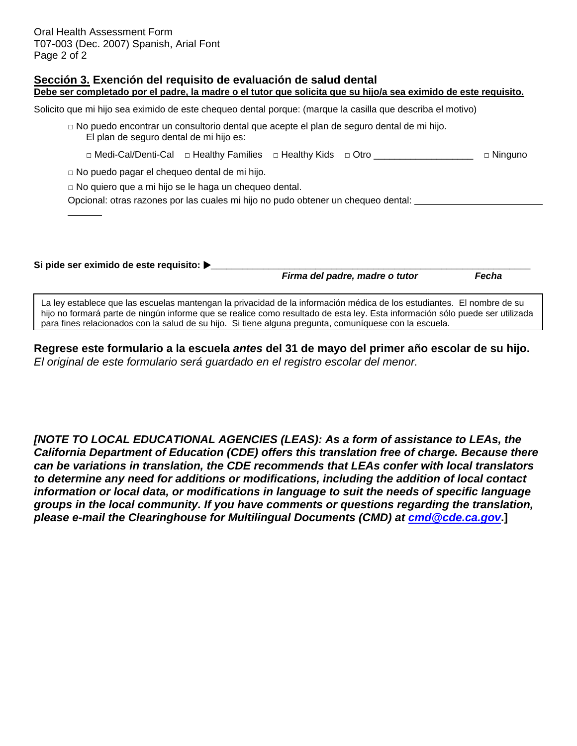## Sección 3. Exención del requisito de evaluación de salud dental

**Debe ser completado por el padre, la madre o el tutor que solicita que su hijo/a sea eximido de este requisito.**

Solicito que mi hijo sea eximido de este chequeo dental porque: (marque la casilla que describa el motivo)

□ No puedo encontrar un consultorio dental que acepte el plan de seguro dental de mi hijo.
El plan de seguro dental de mi hijo es:

□ Medi-Cal/Denti-Cal □ Healthy Families □ Healthy Kids □ Otro __________________ □ Ninguno

□ No puedo pagar el chequeo dental de mi hijo.

□ No quiero que a mi hijo se le haga un chequeo dental.

Opcional: otras razones por las cuales mi hijo no pudo obtener un chequeo dental: ________________________

**Si pide ser eximido de este requisito:** ▶________________________________________________

***Firma del padre, madre o tutor*** ***Fecha***

La ley establece que las escuelas mantengan la privacidad de la información médica de los estudiantes. El nombre de su hijo no formará parte de ningún informe que se realice como resultado de esta ley. Esta información sólo puede ser utilizada para fines relacionados con la salud de su hijo. Si tiene alguna pregunta, comuníquese con la escuela.

**Regrese este formulario a la escuela *antes* del 31 de mayo del primer año escolar de su hijo.**
*El original de este formulario será guardado en el registro escolar del menor.*

***[NOTE TO LOCAL EDUCATIONAL AGENCIES (LEAS): As a form of assistance to LEAs, the California Department of Education (CDE) offers this translation free of charge. Because there can be variations in translation, the CDE recommends that LEAs confer with local translators to determine any need for additions or modifications, including the addition of local contact information or local data, or modifications in language to suit the needs of specific language groups in the local community. If you have comments or questions regarding the translation, please e-mail the Clearinghouse for Multilingual Documents (CMD) at cmd@cde.ca.gov.]***